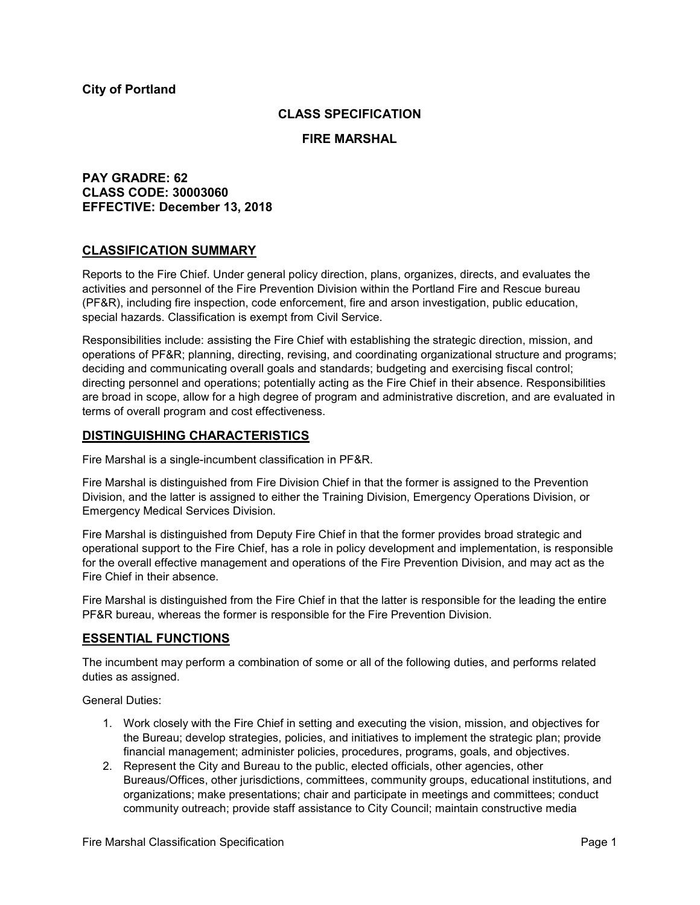**City of Portland**

**CLASS SPECIFICATION**

**FIRE MARSHAL**

**PAY GRADRE: 62**
**CLASS CODE: 30003060**
**EFFECTIVE: December 13, 2018**

## CLASSIFICATION SUMMARY

Reports to the Fire Chief. Under general policy direction, plans, organizes, directs, and evaluates the activities and personnel of the Fire Prevention Division within the Portland Fire and Rescue bureau (PF&R), including fire inspection, code enforcement, fire and arson investigation, public education, special hazards. Classification is exempt from Civil Service.

Responsibilities include: assisting the Fire Chief with establishing the strategic direction, mission, and operations of PF&R; planning, directing, revising, and coordinating organizational structure and programs; deciding and communicating overall goals and standards; budgeting and exercising fiscal control; directing personnel and operations; potentially acting as the Fire Chief in their absence. Responsibilities are broad in scope, allow for a high degree of program and administrative discretion, and are evaluated in terms of overall program and cost effectiveness.

## DISTINGUISHING CHARACTERISTICS

Fire Marshal is a single-incumbent classification in PF&R.

Fire Marshal is distinguished from Fire Division Chief in that the former is assigned to the Prevention Division, and the latter is assigned to either the Training Division, Emergency Operations Division, or Emergency Medical Services Division.

Fire Marshal is distinguished from Deputy Fire Chief in that the former provides broad strategic and operational support to the Fire Chief, has a role in policy development and implementation, is responsible for the overall effective management and operations of the Fire Prevention Division, and may act as the Fire Chief in their absence.

Fire Marshal is distinguished from the Fire Chief in that the latter is responsible for the leading the entire PF&R bureau, whereas the former is responsible for the Fire Prevention Division.

## ESSENTIAL FUNCTIONS

The incumbent may perform a combination of some or all of the following duties, and performs related duties as assigned.

General Duties:

1. Work closely with the Fire Chief in setting and executing the vision, mission, and objectives for the Bureau; develop strategies, policies, and initiatives to implement the strategic plan; provide financial management; administer policies, procedures, programs, goals, and objectives.
2. Represent the City and Bureau to the public, elected officials, other agencies, other Bureaus/Offices, other jurisdictions, committees, community groups, educational institutions, and organizations; make presentations; chair and participate in meetings and committees; conduct community outreach; provide staff assistance to City Council; maintain constructive media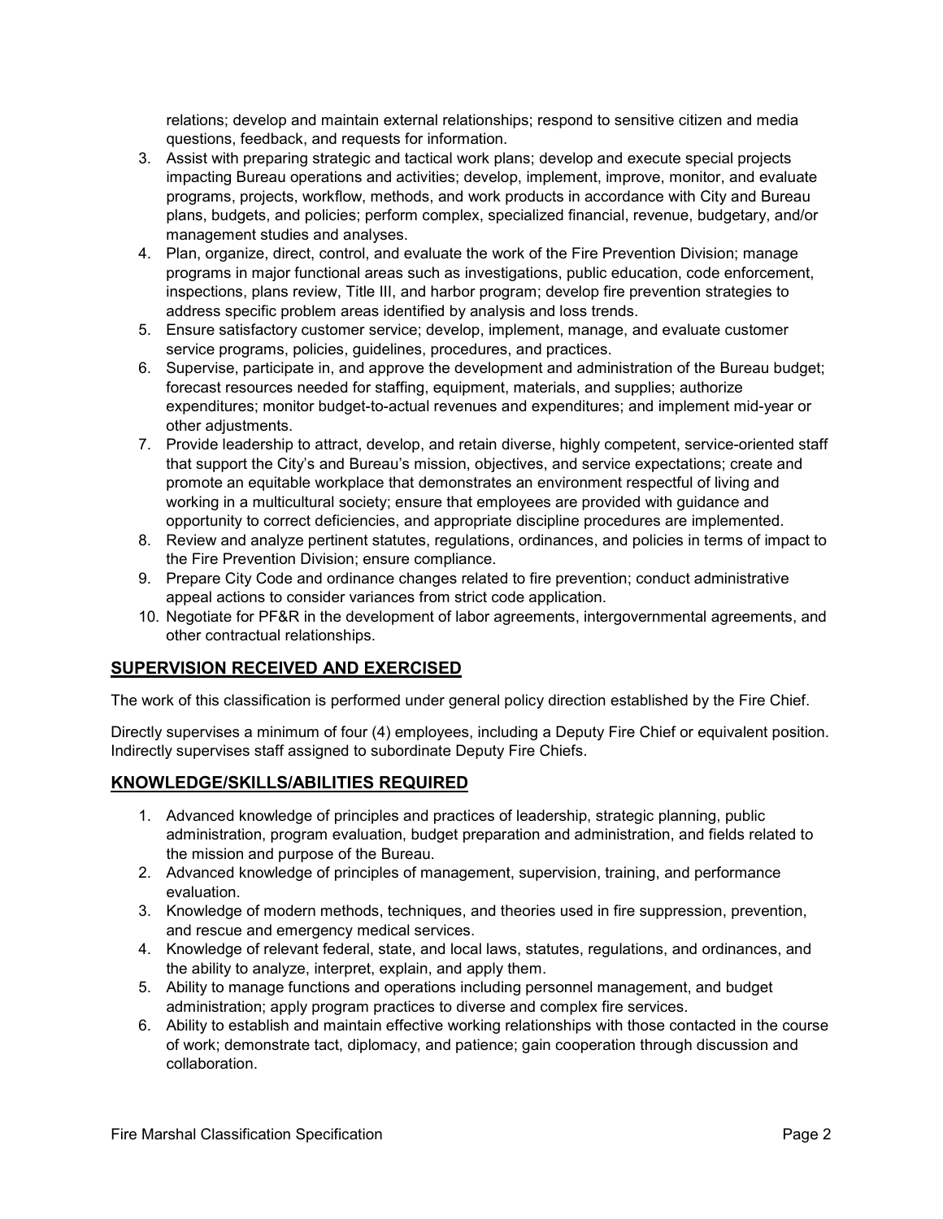relations; develop and maintain external relationships; respond to sensitive citizen and media questions, feedback, and requests for information.

3. Assist with preparing strategic and tactical work plans; develop and execute special projects impacting Bureau operations and activities; develop, implement, improve, monitor, and evaluate programs, projects, workflow, methods, and work products in accordance with City and Bureau plans, budgets, and policies; perform complex, specialized financial, revenue, budgetary, and/or management studies and analyses.
4. Plan, organize, direct, control, and evaluate the work of the Fire Prevention Division; manage programs in major functional areas such as investigations, public education, code enforcement, inspections, plans review, Title III, and harbor program; develop fire prevention strategies to address specific problem areas identified by analysis and loss trends.
5. Ensure satisfactory customer service; develop, implement, manage, and evaluate customer service programs, policies, guidelines, procedures, and practices.
6. Supervise, participate in, and approve the development and administration of the Bureau budget; forecast resources needed for staffing, equipment, materials, and supplies; authorize expenditures; monitor budget-to-actual revenues and expenditures; and implement mid-year or other adjustments.
7. Provide leadership to attract, develop, and retain diverse, highly competent, service-oriented staff that support the City's and Bureau's mission, objectives, and service expectations; create and promote an equitable workplace that demonstrates an environment respectful of living and working in a multicultural society; ensure that employees are provided with guidance and opportunity to correct deficiencies, and appropriate discipline procedures are implemented.
8. Review and analyze pertinent statutes, regulations, ordinances, and policies in terms of impact to the Fire Prevention Division; ensure compliance.
9. Prepare City Code and ordinance changes related to fire prevention; conduct administrative appeal actions to consider variances from strict code application.
10. Negotiate for PF&R in the development of labor agreements, intergovernmental agreements, and other contractual relationships.

## SUPERVISION RECEIVED AND EXERCISED

The work of this classification is performed under general policy direction established by the Fire Chief.

Directly supervises a minimum of four (4) employees, including a Deputy Fire Chief or equivalent position. Indirectly supervises staff assigned to subordinate Deputy Fire Chiefs.

## KNOWLEDGE/SKILLS/ABILITIES REQUIRED

1. Advanced knowledge of principles and practices of leadership, strategic planning, public administration, program evaluation, budget preparation and administration, and fields related to the mission and purpose of the Bureau.
2. Advanced knowledge of principles of management, supervision, training, and performance evaluation.
3. Knowledge of modern methods, techniques, and theories used in fire suppression, prevention, and rescue and emergency medical services.
4. Knowledge of relevant federal, state, and local laws, statutes, regulations, and ordinances, and the ability to analyze, interpret, explain, and apply them.
5. Ability to manage functions and operations including personnel management, and budget administration; apply program practices to diverse and complex fire services.
6. Ability to establish and maintain effective working relationships with those contacted in the course of work; demonstrate tact, diplomacy, and patience; gain cooperation through discussion and collaboration.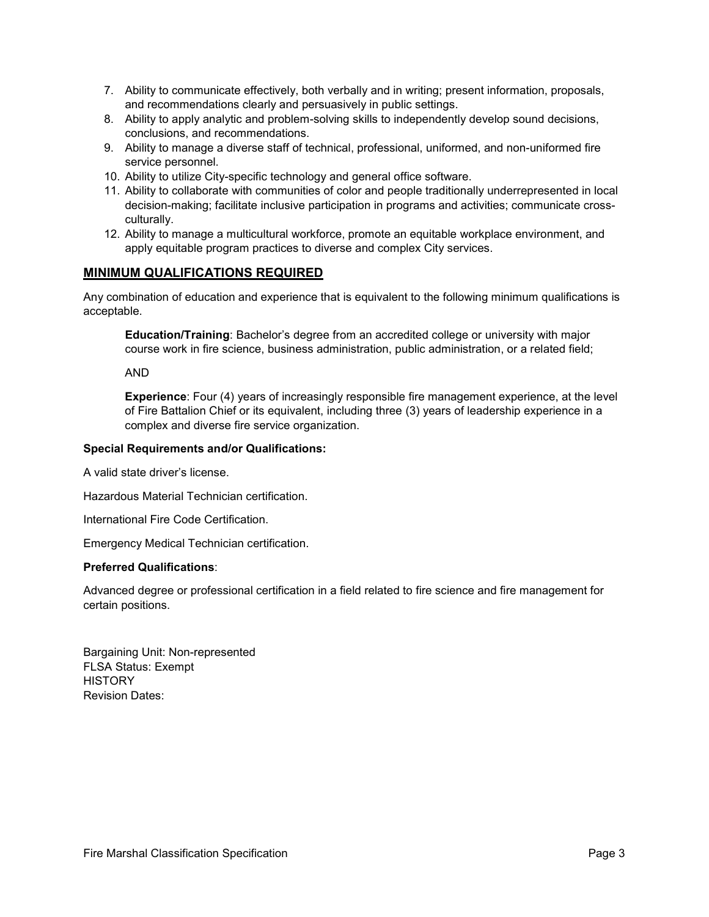7. Ability to communicate effectively, both verbally and in writing; present information, proposals, and recommendations clearly and persuasively in public settings.
8. Ability to apply analytic and problem-solving skills to independently develop sound decisions, conclusions, and recommendations.
9. Ability to manage a diverse staff of technical, professional, uniformed, and non-uniformed fire service personnel.
10. Ability to utilize City-specific technology and general office software.
11. Ability to collaborate with communities of color and people traditionally underrepresented in local decision-making; facilitate inclusive participation in programs and activities; communicate cross-culturally.
12. Ability to manage a multicultural workforce, promote an equitable workplace environment, and apply equitable program practices to diverse and complex City services.

## MINIMUM QUALIFICATIONS REQUIRED

Any combination of education and experience that is equivalent to the following minimum qualifications is acceptable.

> **Education/Training**: Bachelor's degree from an accredited college or university with major course work in fire science, business administration, public administration, or a related field;
>
> AND
>
> **Experience**: Four (4) years of increasingly responsible fire management experience, at the level of Fire Battalion Chief or its equivalent, including three (3) years of leadership experience in a complex and diverse fire service organization.

**Special Requirements and/or Qualifications:**

A valid state driver's license.

Hazardous Material Technician certification.

International Fire Code Certification.

Emergency Medical Technician certification.

**Preferred Qualifications**:

Advanced degree or professional certification in a field related to fire science and fire management for certain positions.

Bargaining Unit: Non-represented
FLSA Status: Exempt
HISTORY
Revision Dates: